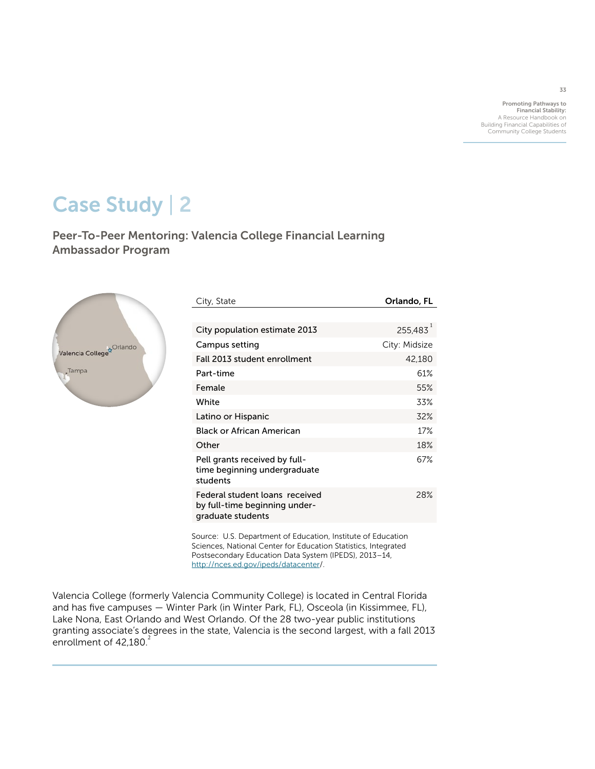# Case Study | 2

## Peer-To-Peer Mentoring: Valencia College Financial Learning Ambassador Program

| City, State | Orlando, FL |
|---|---|
| City population estimate 2013 | 255,483[1] |
| Campus setting | City: Midsize |
| Fall 2013 student enrollment | 42,180 |
| Part-time | 61% |
| Female | 55% |
| White | 33% |
| Latino or Hispanic | 32% |
| Black or African American | 17% |
| Other | 18% |
| Pell grants received by full-time beginning undergraduate students | 67% |
| Federal student loans received by full-time beginning under-graduate students | 28% |

Source: U.S. Department of Education, Institute of Education Sciences, National Center for Education Statistics, Integrated Postsecondary Education Data System (IPEDS), 2013–14, http://nces.ed.gov/ipeds/datacenter/.

Valencia College (formerly Valencia Community College) is located in Central Florida and has five campuses — Winter Park (in Winter Park, FL), Osceola (in Kissimmee, FL), Lake Nona, East Orlando and West Orlando. Of the 28 two-year public institutions granting associate's degrees in the state, Valencia is the second largest, with a fall 2013 enrollment of 42,180.[2]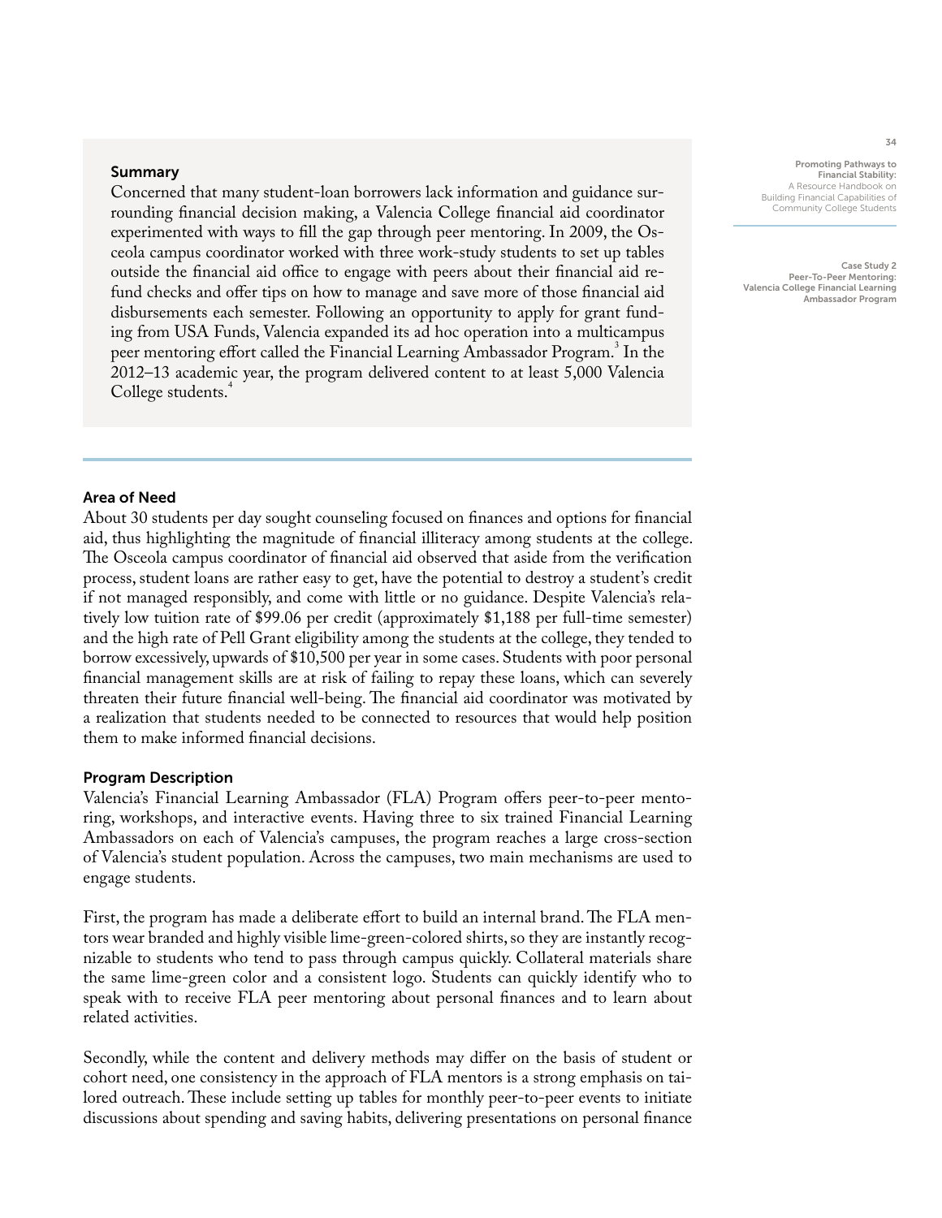## Summary

Concerned that many student-loan borrowers lack information and guidance surrounding financial decision making, a Valencia College financial aid coordinator experimented with ways to fill the gap through peer mentoring. In 2009, the Osceola campus coordinator worked with three work-study students to set up tables outside the financial aid office to engage with peers about their financial aid refund checks and offer tips on how to manage and save more of those financial aid disbursements each semester. Following an opportunity to apply for grant funding from USA Funds, Valencia expanded its ad hoc operation into a multicampus peer mentoring effort called the Financial Learning Ambassador Program.[3] In the 2012–13 academic year, the program delivered content to at least 5,000 Valencia College students.[4]

## Area of Need

About 30 students per day sought counseling focused on finances and options for financial aid, thus highlighting the magnitude of financial illiteracy among students at the college. The Osceola campus coordinator of financial aid observed that aside from the verification process, student loans are rather easy to get, have the potential to destroy a student's credit if not managed responsibly, and come with little or no guidance. Despite Valencia's relatively low tuition rate of $99.06 per credit (approximately $1,188 per full-time semester) and the high rate of Pell Grant eligibility among the students at the college, they tended to borrow excessively, upwards of $10,500 per year in some cases. Students with poor personal financial management skills are at risk of failing to repay these loans, which can severely threaten their future financial well-being. The financial aid coordinator was motivated by a realization that students needed to be connected to resources that would help position them to make informed financial decisions.

## Program Description

Valencia's Financial Learning Ambassador (FLA) Program offers peer-to-peer mentoring, workshops, and interactive events. Having three to six trained Financial Learning Ambassadors on each of Valencia's campuses, the program reaches a large cross-section of Valencia's student population. Across the campuses, two main mechanisms are used to engage students.

First, the program has made a deliberate effort to build an internal brand. The FLA mentors wear branded and highly visible lime-green-colored shirts, so they are instantly recognizable to students who tend to pass through campus quickly. Collateral materials share the same lime-green color and a consistent logo. Students can quickly identify who to speak with to receive FLA peer mentoring about personal finances and to learn about related activities.

Secondly, while the content and delivery methods may differ on the basis of student or cohort need, one consistency in the approach of FLA mentors is a strong emphasis on tailored outreach. These include setting up tables for monthly peer-to-peer events to initiate discussions about spending and saving habits, delivering presentations on personal finance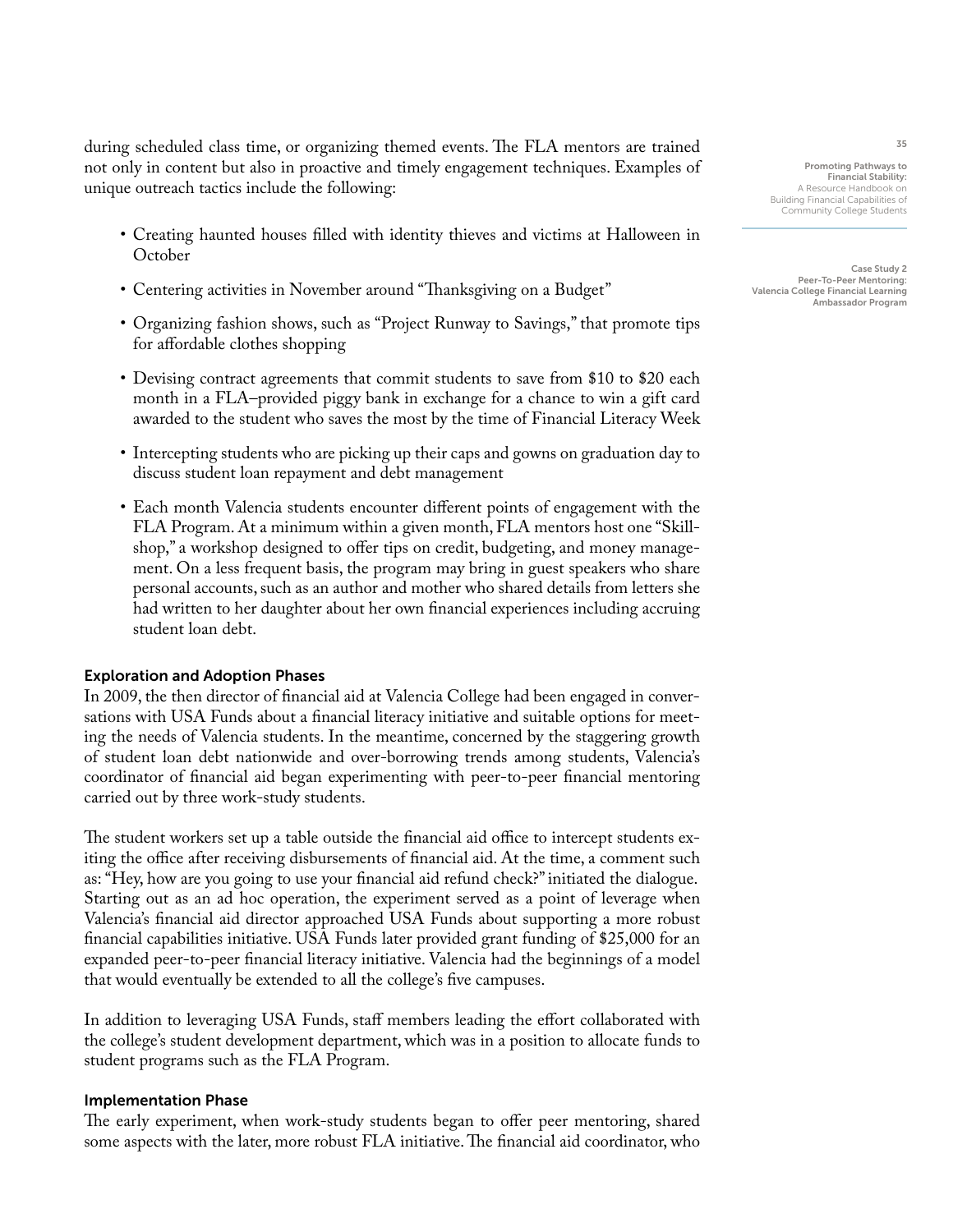during scheduled class time, or organizing themed events. The FLA mentors are trained not only in content but also in proactive and timely engagement techniques. Examples of unique outreach tactics include the following:

- Creating haunted houses filled with identity thieves and victims at Halloween in October
- Centering activities in November around "Thanksgiving on a Budget"
- Organizing fashion shows, such as "Project Runway to Savings," that promote tips for affordable clothes shopping
- Devising contract agreements that commit students to save from $10 to $20 each month in a FLA–provided piggy bank in exchange for a chance to win a gift card awarded to the student who saves the most by the time of Financial Literacy Week
- Intercepting students who are picking up their caps and gowns on graduation day to discuss student loan repayment and debt management
- Each month Valencia students encounter different points of engagement with the FLA Program. At a minimum within a given month, FLA mentors host one "Skill-shop," a workshop designed to offer tips on credit, budgeting, and money management. On a less frequent basis, the program may bring in guest speakers who share personal accounts, such as an author and mother who shared details from letters she had written to her daughter about her own financial experiences including accruing student loan debt.

### Exploration and Adoption Phases

In 2009, the then director of financial aid at Valencia College had been engaged in conversations with USA Funds about a financial literacy initiative and suitable options for meeting the needs of Valencia students. In the meantime, concerned by the staggering growth of student loan debt nationwide and over-borrowing trends among students, Valencia's coordinator of financial aid began experimenting with peer-to-peer financial mentoring carried out by three work-study students.

The student workers set up a table outside the financial aid office to intercept students exiting the office after receiving disbursements of financial aid. At the time, a comment such as: "Hey, how are you going to use your financial aid refund check?" initiated the dialogue. Starting out as an ad hoc operation, the experiment served as a point of leverage when Valencia's financial aid director approached USA Funds about supporting a more robust financial capabilities initiative. USA Funds later provided grant funding of $25,000 for an expanded peer-to-peer financial literacy initiative. Valencia had the beginnings of a model that would eventually be extended to all the college's five campuses.

In addition to leveraging USA Funds, staff members leading the effort collaborated with the college's student development department, which was in a position to allocate funds to student programs such as the FLA Program.

### Implementation Phase

The early experiment, when work-study students began to offer peer mentoring, shared some aspects with the later, more robust FLA initiative. The financial aid coordinator, who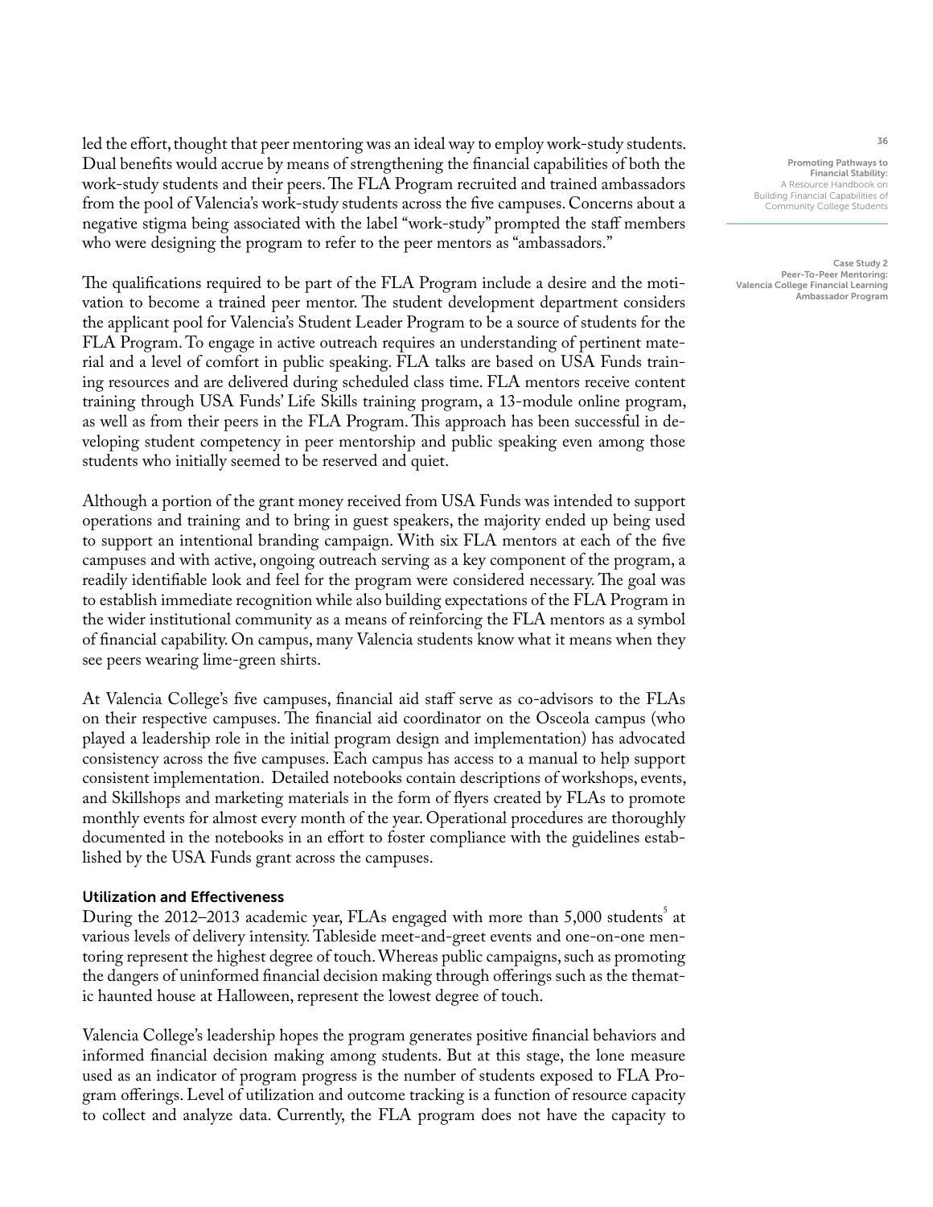led the effort, thought that peer mentoring was an ideal way to employ work-study students. Dual benefits would accrue by means of strengthening the financial capabilities of both the work-study students and their peers. The FLA Program recruited and trained ambassadors from the pool of Valencia's work-study students across the five campuses. Concerns about a negative stigma being associated with the label "work-study" prompted the staff members who were designing the program to refer to the peer mentors as "ambassadors."

The qualifications required to be part of the FLA Program include a desire and the motivation to become a trained peer mentor. The student development department considers the applicant pool for Valencia's Student Leader Program to be a source of students for the FLA Program. To engage in active outreach requires an understanding of pertinent material and a level of comfort in public speaking. FLA talks are based on USA Funds training resources and are delivered during scheduled class time. FLA mentors receive content training through USA Funds' Life Skills training program, a 13-module online program, as well as from their peers in the FLA Program. This approach has been successful in developing student competency in peer mentorship and public speaking even among those students who initially seemed to be reserved and quiet.

Although a portion of the grant money received from USA Funds was intended to support operations and training and to bring in guest speakers, the majority ended up being used to support an intentional branding campaign. With six FLA mentors at each of the five campuses and with active, ongoing outreach serving as a key component of the program, a readily identifiable look and feel for the program were considered necessary. The goal was to establish immediate recognition while also building expectations of the FLA Program in the wider institutional community as a means of reinforcing the FLA mentors as a symbol of financial capability. On campus, many Valencia students know what it means when they see peers wearing lime-green shirts.

At Valencia College's five campuses, financial aid staff serve as co-advisors to the FLAs on their respective campuses. The financial aid coordinator on the Osceola campus (who played a leadership role in the initial program design and implementation) has advocated consistency across the five campuses. Each campus has access to a manual to help support consistent implementation. Detailed notebooks contain descriptions of workshops, events, and Skillshops and marketing materials in the form of flyers created by FLAs to promote monthly events for almost every month of the year. Operational procedures are thoroughly documented in the notebooks in an effort to foster compliance with the guidelines established by the USA Funds grant across the campuses.

### Utilization and Effectiveness

During the 2012–2013 academic year, FLAs engaged with more than 5,000 students[5] at various levels of delivery intensity. Tableside meet-and-greet events and one-on-one mentoring represent the highest degree of touch. Whereas public campaigns, such as promoting the dangers of uninformed financial decision making through offerings such as the thematic haunted house at Halloween, represent the lowest degree of touch.

Valencia College's leadership hopes the program generates positive financial behaviors and informed financial decision making among students. But at this stage, the lone measure used as an indicator of program progress is the number of students exposed to FLA Program offerings. Level of utilization and outcome tracking is a function of resource capacity to collect and analyze data. Currently, the FLA program does not have the capacity to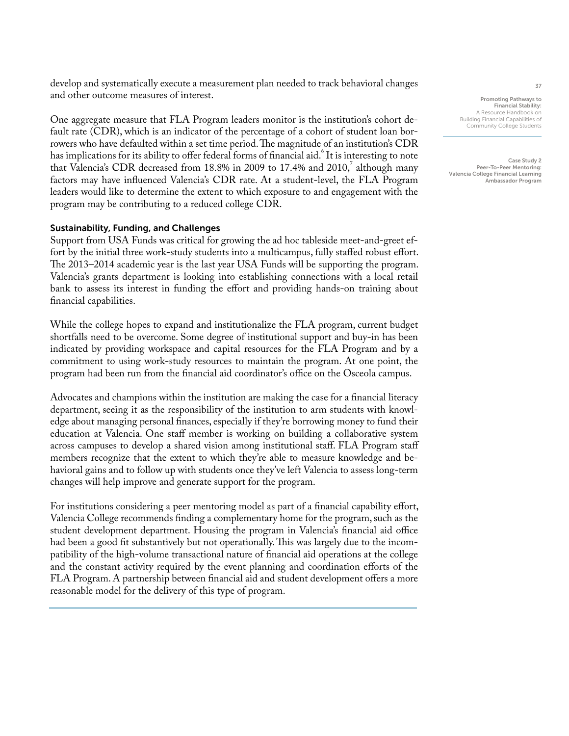develop and systematically execute a measurement plan needed to track behavioral changes and other outcome measures of interest.

One aggregate measure that FLA Program leaders monitor is the institution's cohort default rate (CDR), which is an indicator of the percentage of a cohort of student loan borrowers who have defaulted within a set time period. The magnitude of an institution's CDR has implications for its ability to offer federal forms of financial aid.[6] It is interesting to note that Valencia's CDR decreased from 18.8% in 2009 to 17.4% and 2010,[7] although many factors may have influenced Valencia's CDR rate. At a student-level, the FLA Program leaders would like to determine the extent to which exposure to and engagement with the program may be contributing to a reduced college CDR.

### Sustainability, Funding, and Challenges

Support from USA Funds was critical for growing the ad hoc tableside meet-and-greet effort by the initial three work-study students into a multicampus, fully staffed robust effort. The 2013–2014 academic year is the last year USA Funds will be supporting the program. Valencia's grants department is looking into establishing connections with a local retail bank to assess its interest in funding the effort and providing hands-on training about financial capabilities.

While the college hopes to expand and institutionalize the FLA program, current budget shortfalls need to be overcome. Some degree of institutional support and buy-in has been indicated by providing workspace and capital resources for the FLA Program and by a commitment to using work-study resources to maintain the program. At one point, the program had been run from the financial aid coordinator's office on the Osceola campus.

Advocates and champions within the institution are making the case for a financial literacy department, seeing it as the responsibility of the institution to arm students with knowledge about managing personal finances, especially if they're borrowing money to fund their education at Valencia. One staff member is working on building a collaborative system across campuses to develop a shared vision among institutional staff. FLA Program staff members recognize that the extent to which they're able to measure knowledge and behavioral gains and to follow up with students once they've left Valencia to assess long-term changes will help improve and generate support for the program.

For institutions considering a peer mentoring model as part of a financial capability effort, Valencia College recommends finding a complementary home for the program, such as the student development department. Housing the program in Valencia's financial aid office had been a good fit substantively but not operationally. This was largely due to the incompatibility of the high-volume transactional nature of financial aid operations at the college and the constant activity required by the event planning and coordination efforts of the FLA Program. A partnership between financial aid and student development offers a more reasonable model for the delivery of this type of program.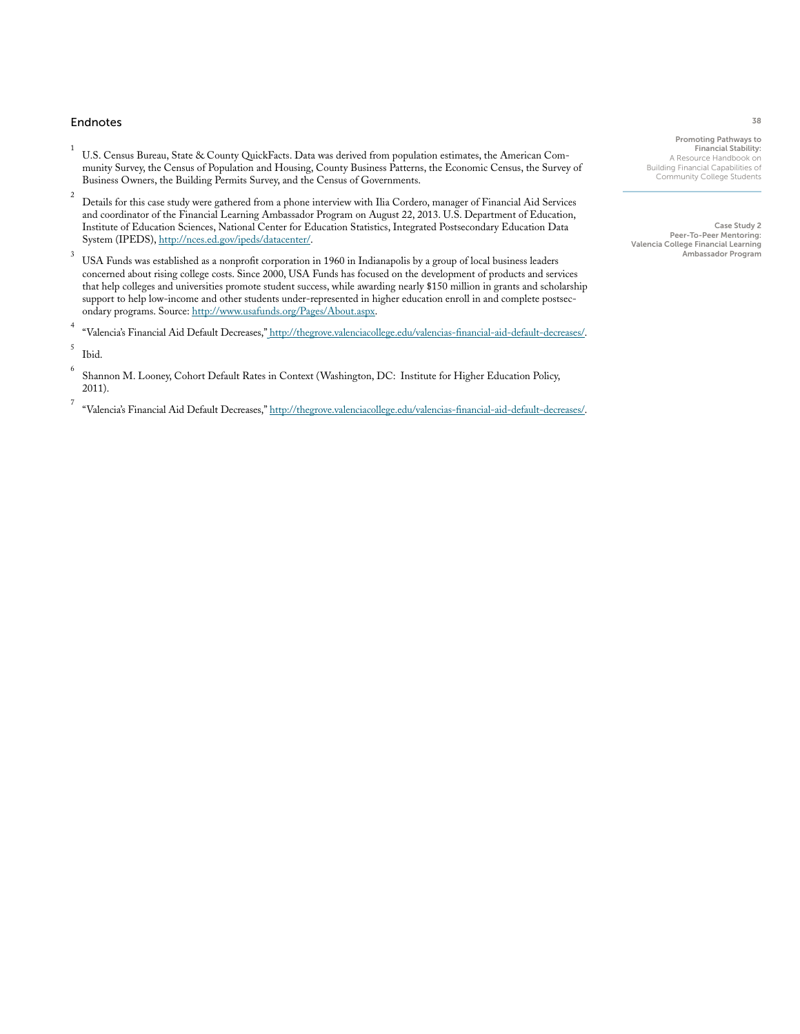## Endnotes

1. U.S. Census Bureau, State & County QuickFacts. Data was derived from population estimates, the American Community Survey, the Census of Population and Housing, County Business Patterns, the Economic Census, the Survey of Business Owners, the Building Permits Survey, and the Census of Governments.

2. Details for this case study were gathered from a phone interview with Ilia Cordero, manager of Financial Aid Services and coordinator of the Financial Learning Ambassador Program on August 22, 2013. U.S. Department of Education, Institute of Education Sciences, National Center for Education Statistics, Integrated Postsecondary Education Data System (IPEDS), http://nces.ed.gov/ipeds/datacenter/.

3. USA Funds was established as a nonprofit corporation in 1960 in Indianapolis by a group of local business leaders concerned about rising college costs. Since 2000, USA Funds has focused on the development of products and services that help colleges and universities promote student success, while awarding nearly $150 million in grants and scholarship support to help low-income and other students under-represented in higher education enroll in and complete postsecondary programs. Source: http://www.usafunds.org/Pages/About.aspx.

4. "Valencia's Financial Aid Default Decreases," http://thegrove.valenciacollege.edu/valencias-financial-aid-default-decreases/.

5. Ibid.

6. Shannon M. Looney, Cohort Default Rates in Context (Washington, DC: Institute for Higher Education Policy, 2011).

7. "Valencia's Financial Aid Default Decreases," http://thegrove.valenciacollege.edu/valencias-financial-aid-default-decreases/.